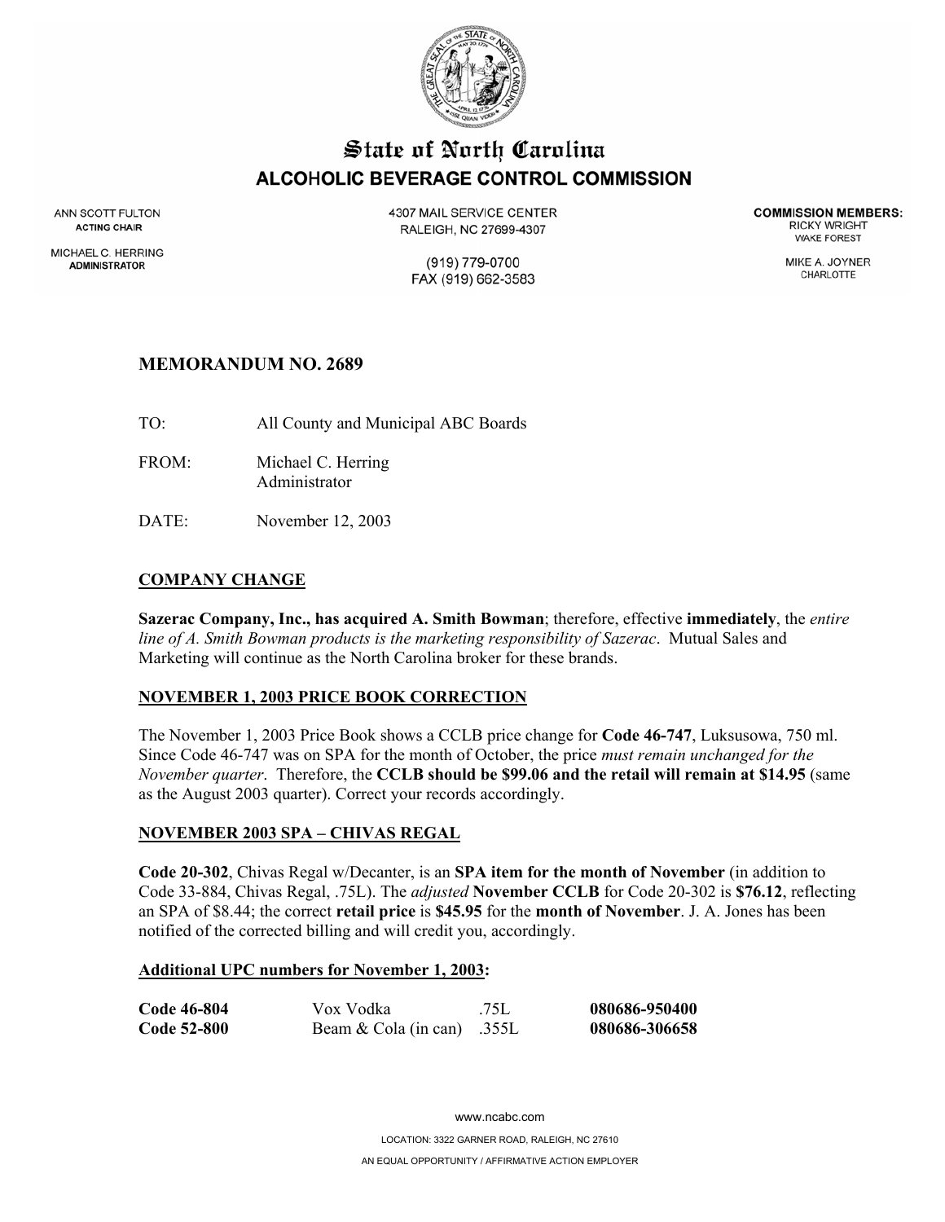# State of North Carolina
## ALCOHOLIC BEVERAGE CONTROL COMMISSION

ANN SCOTT FULTON
**ACTING CHAIR**

MICHAEL C. HERRING
**ADMINISTRATOR**

4307 MAIL SERVICE CENTER
RALEIGH, NC 27699-4307

(919) 779-0700
FAX (919) 662-3583

**COMMISSION MEMBERS:**
RICKY WRIGHT
WAKE FOREST

MIKE A. JOYNER
CHARLOTTE

## MEMORANDUM NO. 2689

TO: All County and Municipal ABC Boards

FROM: Michael C. Herring
Administrator

DATE: November 12, 2003

### COMPANY CHANGE

**Sazerac Company, Inc., has acquired A. Smith Bowman**; therefore, effective **immediately**, the *entire line of A. Smith Bowman products is the marketing responsibility of Sazerac*. Mutual Sales and Marketing will continue as the North Carolina broker for these brands.

### NOVEMBER 1, 2003 PRICE BOOK CORRECTION

The November 1, 2003 Price Book shows a CCLB price change for **Code 46-747**, Luksusowa, 750 ml. Since Code 46-747 was on SPA for the month of October, the price *must remain unchanged for the November quarter*. Therefore, the **CCLB should be $99.06 and the retail will remain at $14.95** (same as the August 2003 quarter). Correct your records accordingly.

### NOVEMBER 2003 SPA – CHIVAS REGAL

**Code 20-302**, Chivas Regal w/Decanter, is an **SPA item for the month of November** (in addition to Code 33-884, Chivas Regal, .75L). The *adjusted* **November CCLB** for Code 20-302 is **$76.12**, reflecting an SPA of $8.44; the correct **retail price** is **$45.95** for the **month of November**. J. A. Jones has been notified of the corrected billing and will credit you, accordingly.

### Additional UPC numbers for November 1, 2003:

| | | | |
|---|---|---|---|
| **Code 46-804** | Vox Vodka | .75L | **080686-950400** |
| **Code 52-800** | Beam & Cola (in can) | .355L | **080686-306658** |

www.ncabc.com

LOCATION: 3322 GARNER ROAD, RALEIGH, NC 27610

AN EQUAL OPPORTUNITY / AFFIRMATIVE ACTION EMPLOYER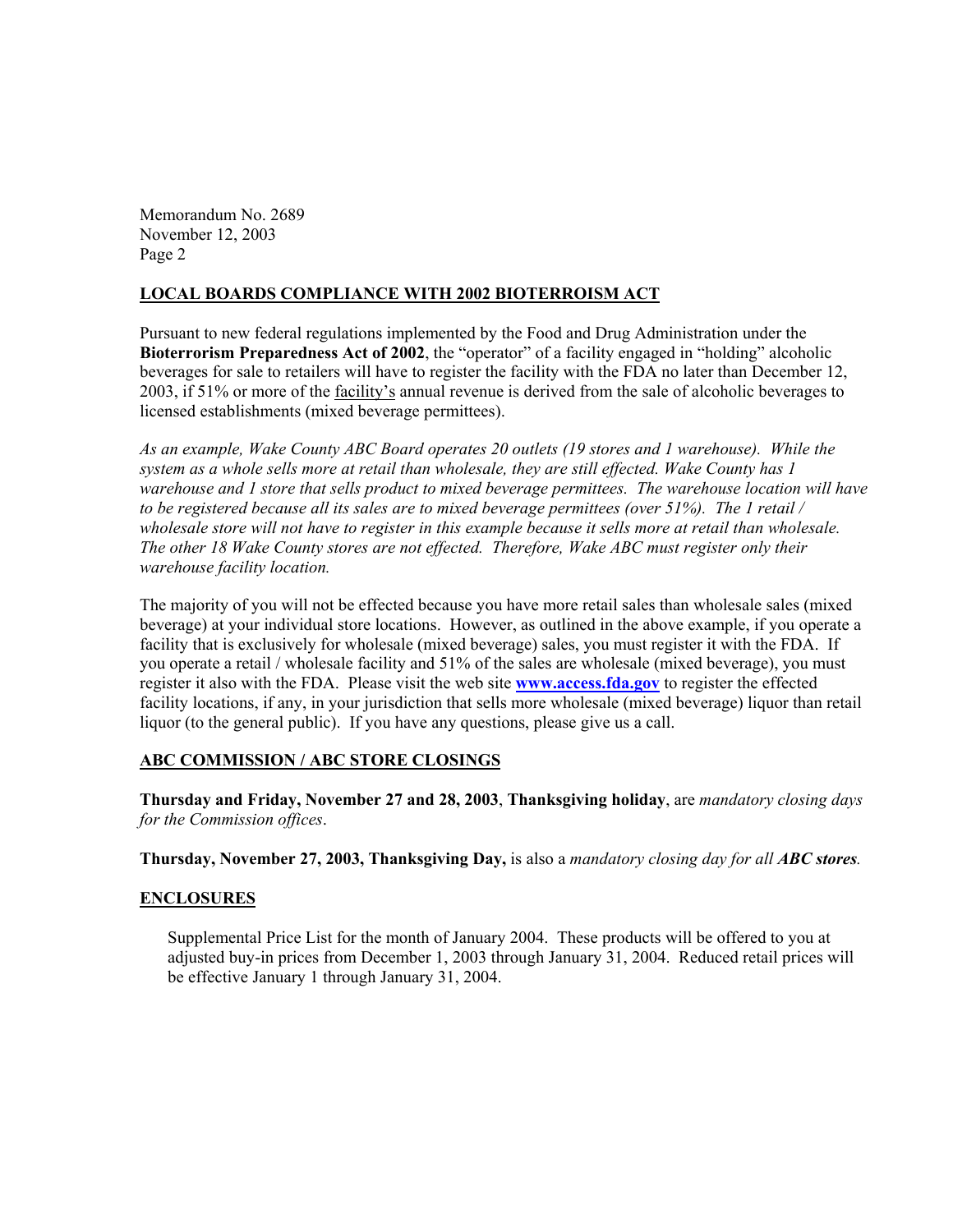Memorandum No. 2689
November 12, 2003

## LOCAL BOARDS COMPLIANCE WITH 2002 BIOTERROISM ACT

Pursuant to new federal regulations implemented by the Food and Drug Administration under the **Bioterrorism Preparedness Act of 2002**, the "operator" of a facility engaged in "holding" alcoholic beverages for sale to retailers will have to register the facility with the FDA no later than December 12, 2003, if 51% or more of the facility's annual revenue is derived from the sale of alcoholic beverages to licensed establishments (mixed beverage permittees).

*As an example, Wake County ABC Board operates 20 outlets (19 stores and 1 warehouse). While the system as a whole sells more at retail than wholesale, they are still effected. Wake County has 1 warehouse and 1 store that sells product to mixed beverage permittees. The warehouse location will have to be registered because all its sales are to mixed beverage permittees (over 51%). The 1 retail / wholesale store will not have to register in this example because it sells more at retail than wholesale. The other 18 Wake County stores are not effected. Therefore, Wake ABC must register only their warehouse facility location.*

The majority of you will not be effected because you have more retail sales than wholesale sales (mixed beverage) at your individual store locations. However, as outlined in the above example, if you operate a facility that is exclusively for wholesale (mixed beverage) sales, you must register it with the FDA. If you operate a retail / wholesale facility and 51% of the sales are wholesale (mixed beverage), you must register it also with the FDA. Please visit the web site **www.access.fda.gov** to register the effected facility locations, if any, in your jurisdiction that sells more wholesale (mixed beverage) liquor than retail liquor (to the general public). If you have any questions, please give us a call.

## ABC COMMISSION / ABC STORE CLOSINGS

**Thursday and Friday, November 27 and 28, 2003**, **Thanksgiving holiday**, are *mandatory closing days for the Commission offices*.

**Thursday, November 27, 2003, Thanksgiving Day,** is also a *mandatory closing day for all **ABC stores**.*

## ENCLOSURES

Supplemental Price List for the month of January 2004. These products will be offered to you at adjusted buy-in prices from December 1, 2003 through January 31, 2004. Reduced retail prices will be effective January 1 through January 31, 2004.